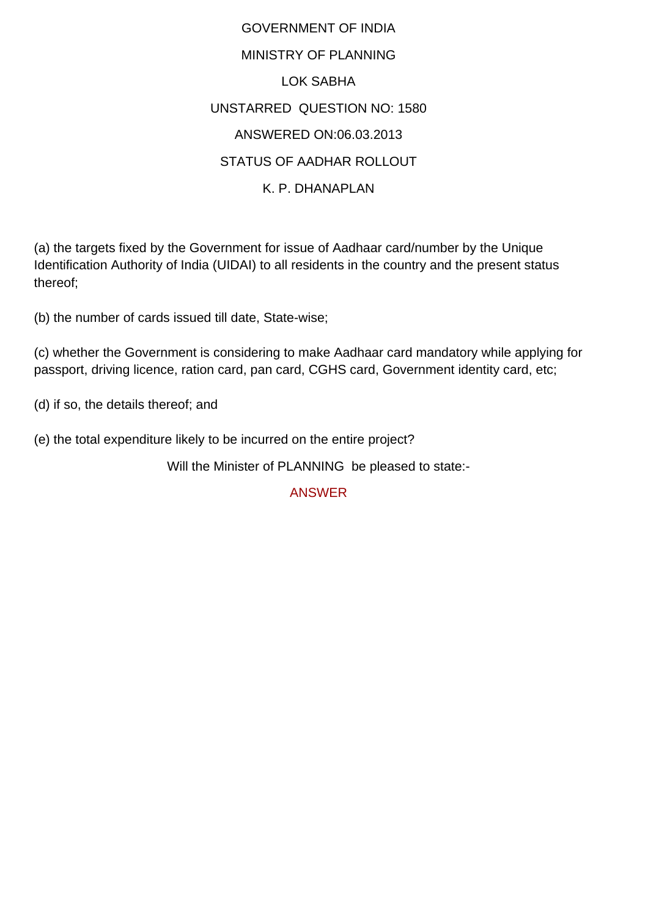GOVERNMENT OF INDIA

MINISTRY OF PLANNING

LOK SABHA

UNSTARRED QUESTION NO: 1580

ANSWERED ON:06.03.2013

STATUS OF AADHAR ROLLOUT

K. P. DHANAPLAN

(a) the targets fixed by the Government for issue of Aadhaar card/number by the Unique Identification Authority of India (UIDAI) to all residents in the country and the present status thereof;

(b) the number of cards issued till date, State-wise;

(c) whether the Government is considering to make Aadhaar card mandatory while applying for passport, driving licence, ration card, pan card, CGHS card, Government identity card, etc;

(d) if so, the details thereof; and

(e) the total expenditure likely to be incurred on the entire project?

Will the Minister of PLANNING be pleased to state:-

ANSWER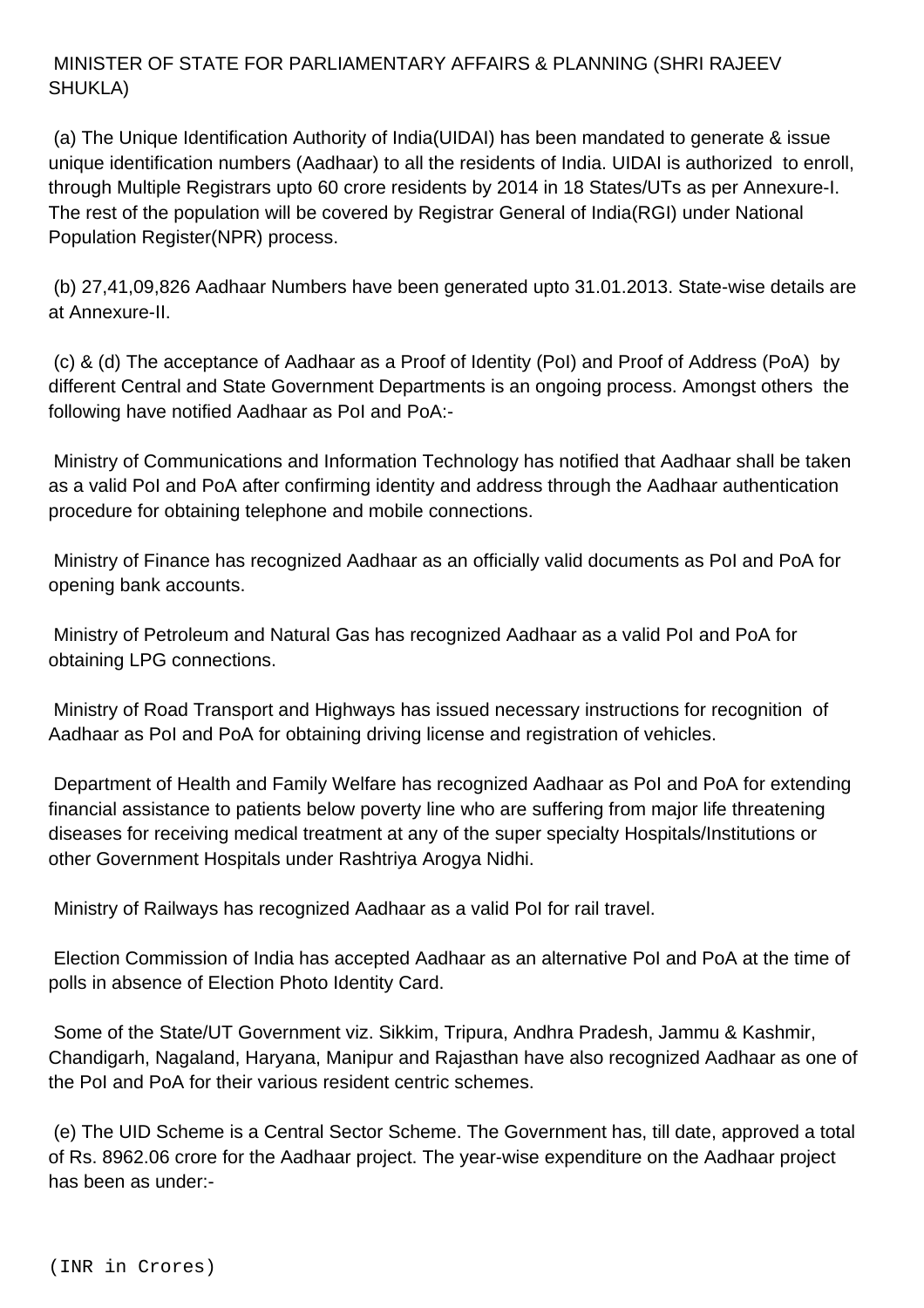MINISTER OF STATE FOR PARLIAMENTARY AFFAIRS & PLANNING (SHRI RAJEEV SHUKLA)

(a) The Unique Identification Authority of India(UIDAI) has been mandated to generate & issue unique identification numbers (Aadhaar) to all the residents of India. UIDAI is authorized to enroll, through Multiple Registrars upto 60 crore residents by 2014 in 18 States/UTs as per Annexure-I. The rest of the population will be covered by Registrar General of India(RGI) under National Population Register(NPR) process.

(b) 27,41,09,826 Aadhaar Numbers have been generated upto 31.01.2013. State-wise details are at Annexure-II.

(c) & (d) The acceptance of Aadhaar as a Proof of Identity (PoI) and Proof of Address (PoA) by different Central and State Government Departments is an ongoing process. Amongst others the following have notified Aadhaar as PoI and PoA:-

Ministry of Communications and Information Technology has notified that Aadhaar shall be taken as a valid PoI and PoA after confirming identity and address through the Aadhaar authentication procedure for obtaining telephone and mobile connections.

Ministry of Finance has recognized Aadhaar as an officially valid documents as PoI and PoA for opening bank accounts.

Ministry of Petroleum and Natural Gas has recognized Aadhaar as a valid PoI and PoA for obtaining LPG connections.

Ministry of Road Transport and Highways has issued necessary instructions for recognition of Aadhaar as PoI and PoA for obtaining driving license and registration of vehicles.

Department of Health and Family Welfare has recognized Aadhaar as PoI and PoA for extending financial assistance to patients below poverty line who are suffering from major life threatening diseases for receiving medical treatment at any of the super specialty Hospitals/Institutions or other Government Hospitals under Rashtriya Arogya Nidhi.

Ministry of Railways has recognized Aadhaar as a valid PoI for rail travel.

Election Commission of India has accepted Aadhaar as an alternative PoI and PoA at the time of polls in absence of Election Photo Identity Card.

Some of the State/UT Government viz. Sikkim, Tripura, Andhra Pradesh, Jammu & Kashmir, Chandigarh, Nagaland, Haryana, Manipur and Rajasthan have also recognized Aadhaar as one of the PoI and PoA for their various resident centric schemes.

(e) The UID Scheme is a Central Sector Scheme. The Government has, till date, approved a total of Rs. 8962.06 crore for the Aadhaar project. The year-wise expenditure on the Aadhaar project has been as under:-

```
(INR in Crores)
```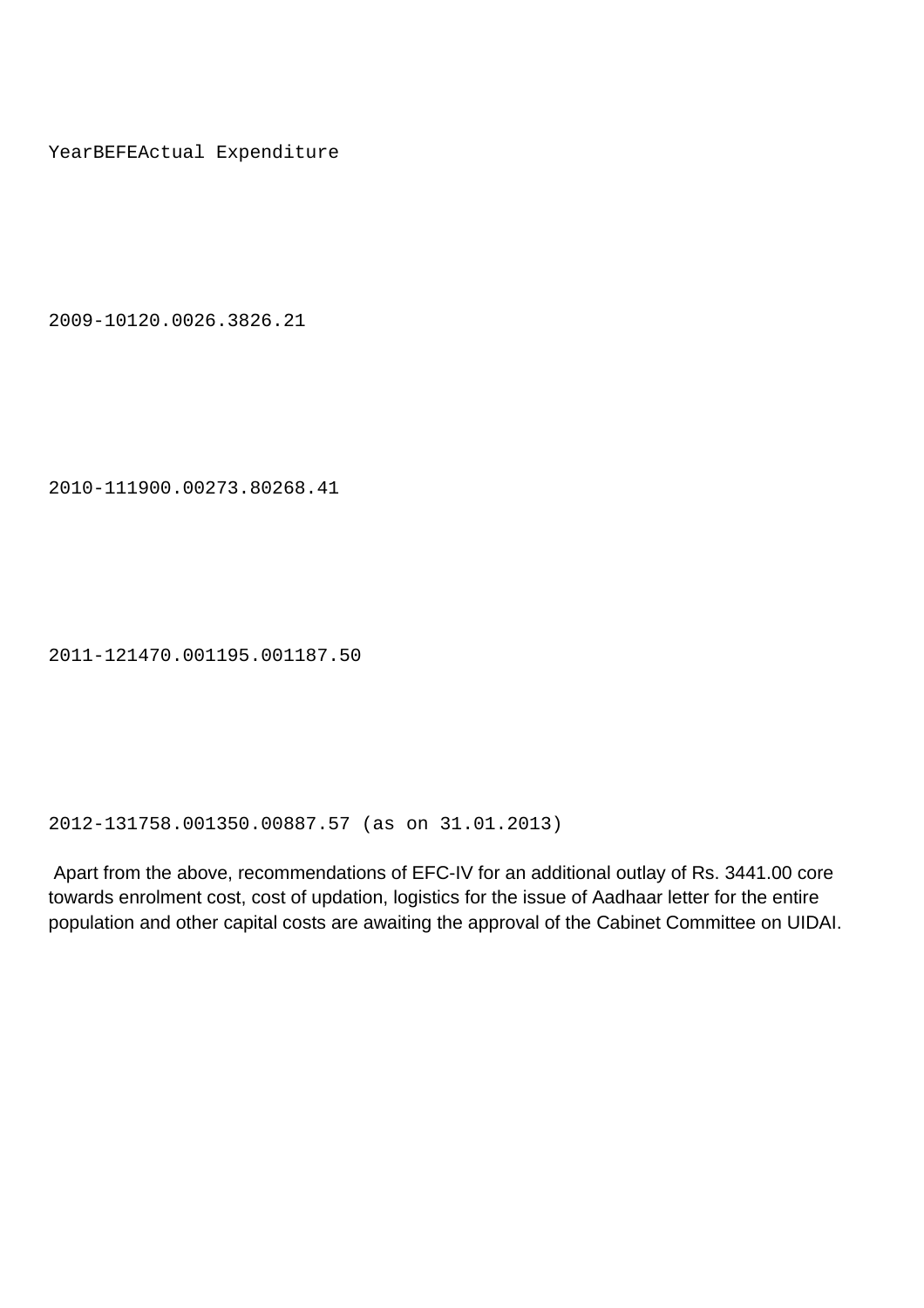| Year | BE | FE | Actual Expenditure |
|---|---|---|---|
| 2009-10 | 120.00 | 26.38 | 26.21 |
| 2010-11 | 1900.00 | 273.80 | 268.41 |
| 2011-12 | 1470.00 | 1195.00 | 1187.50 |
| 2012-13 | 1758.00 | 1350.00 | 887.57 (as on 31.01.2013) |

Apart from the above, recommendations of EFC-IV for an additional outlay of Rs. 3441.00 core towards enrolment cost, cost of updation, logistics for the issue of Aadhaar letter for the entire population and other capital costs are awaiting the approval of the Cabinet Committee on UIDAI.